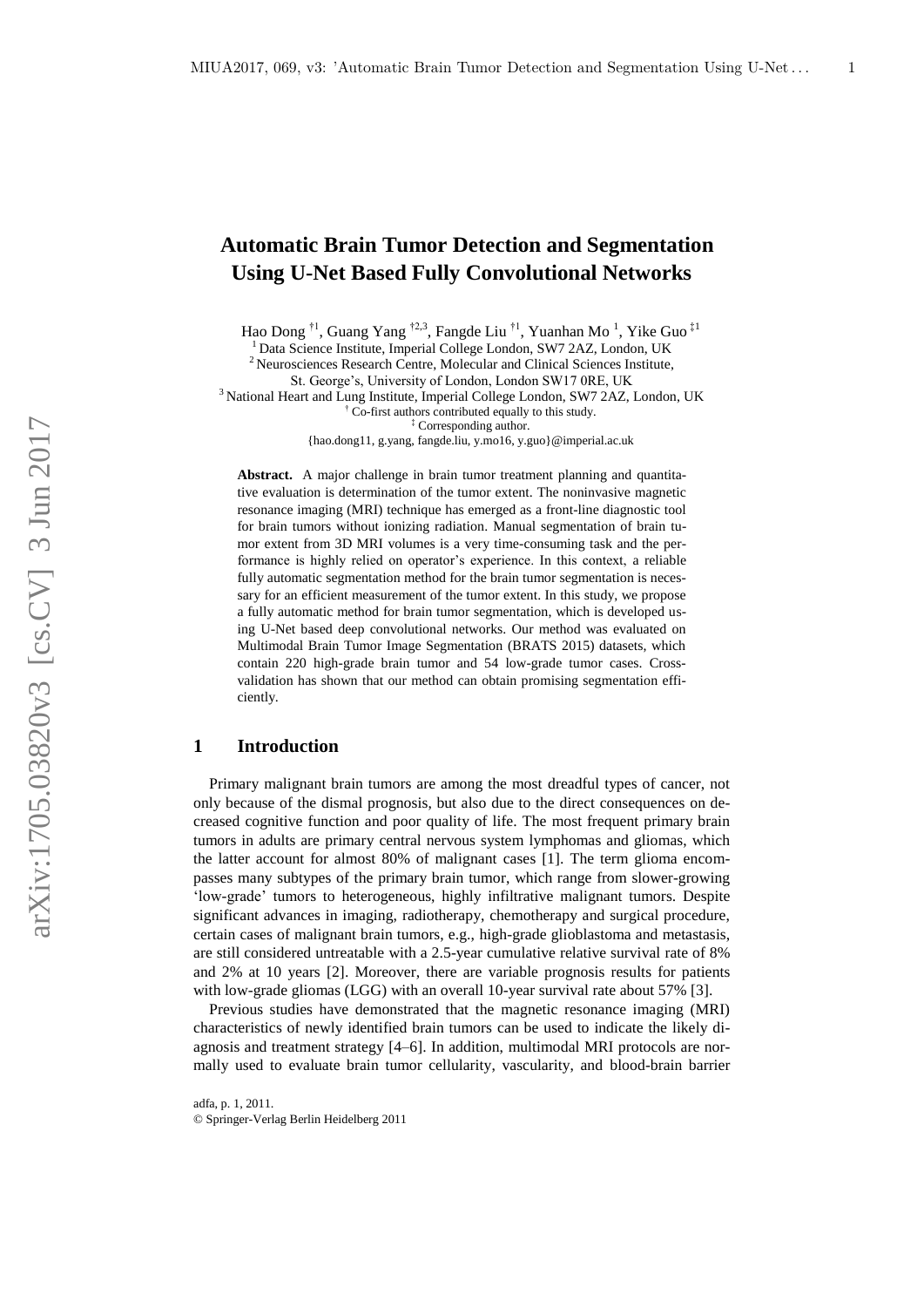# Automatic Brain Tumor Detection and Segmentation Using U-Net Based Fully Convolutional Networks

Hao Dong [†1], Guang Yang [†2,3], Fangde Liu [†1], Yuanhan Mo [1], Yike Guo [‡1]

[1] Data Science Institute, Imperial College London, SW7 2AZ, London, UK
[2] Neurosciences Research Centre, Molecular and Clinical Sciences Institute, St. George's, University of London, London SW17 0RE, UK
[3] National Heart and Lung Institute, Imperial College London, SW7 2AZ, London, UK
[†] Co-first authors contributed equally to this study.
[‡] Corresponding author.
{hao.dong11, g.yang, fangde.liu, y.mo16, y.guo}@imperial.ac.uk

**Abstract.** A major challenge in brain tumor treatment planning and quantitative evaluation is determination of the tumor extent. The noninvasive magnetic resonance imaging (MRI) technique has emerged as a front-line diagnostic tool for brain tumors without ionizing radiation. Manual segmentation of brain tumor extent from 3D MRI volumes is a very time-consuming task and the performance is highly relied on operator's experience. In this context, a reliable fully automatic segmentation method for the brain tumor segmentation is necessary for an efficient measurement of the tumor extent. In this study, we propose a fully automatic method for brain tumor segmentation, which is developed using U-Net based deep convolutional networks. Our method was evaluated on Multimodal Brain Tumor Image Segmentation (BRATS 2015) datasets, which contain 220 high-grade brain tumor and 54 low-grade tumor cases. Cross-validation has shown that our method can obtain promising segmentation efficiently.

## 1 Introduction

Primary malignant brain tumors are among the most dreadful types of cancer, not only because of the dismal prognosis, but also due to the direct consequences on decreased cognitive function and poor quality of life. The most frequent primary brain tumors in adults are primary central nervous system lymphomas and gliomas, which the latter account for almost 80% of malignant cases [1]. The term glioma encompasses many subtypes of the primary brain tumor, which range from slower-growing 'low-grade' tumors to heterogeneous, highly infiltrative malignant tumors. Despite significant advances in imaging, radiotherapy, chemotherapy and surgical procedure, certain cases of malignant brain tumors, e.g., high-grade glioblastoma and metastasis, are still considered untreatable with a 2.5-year cumulative relative survival rate of 8% and 2% at 10 years [2]. Moreover, there are variable prognosis results for patients with low-grade gliomas (LGG) with an overall 10-year survival rate about 57% [3].

Previous studies have demonstrated that the magnetic resonance imaging (MRI) characteristics of newly identified brain tumors can be used to indicate the likely diagnosis and treatment strategy [4–6]. In addition, multimodal MRI protocols are normally used to evaluate brain tumor cellularity, vascularity, and blood-brain barrier

adfa, p. 1, 2011.
© Springer-Verlag Berlin Heidelberg 2011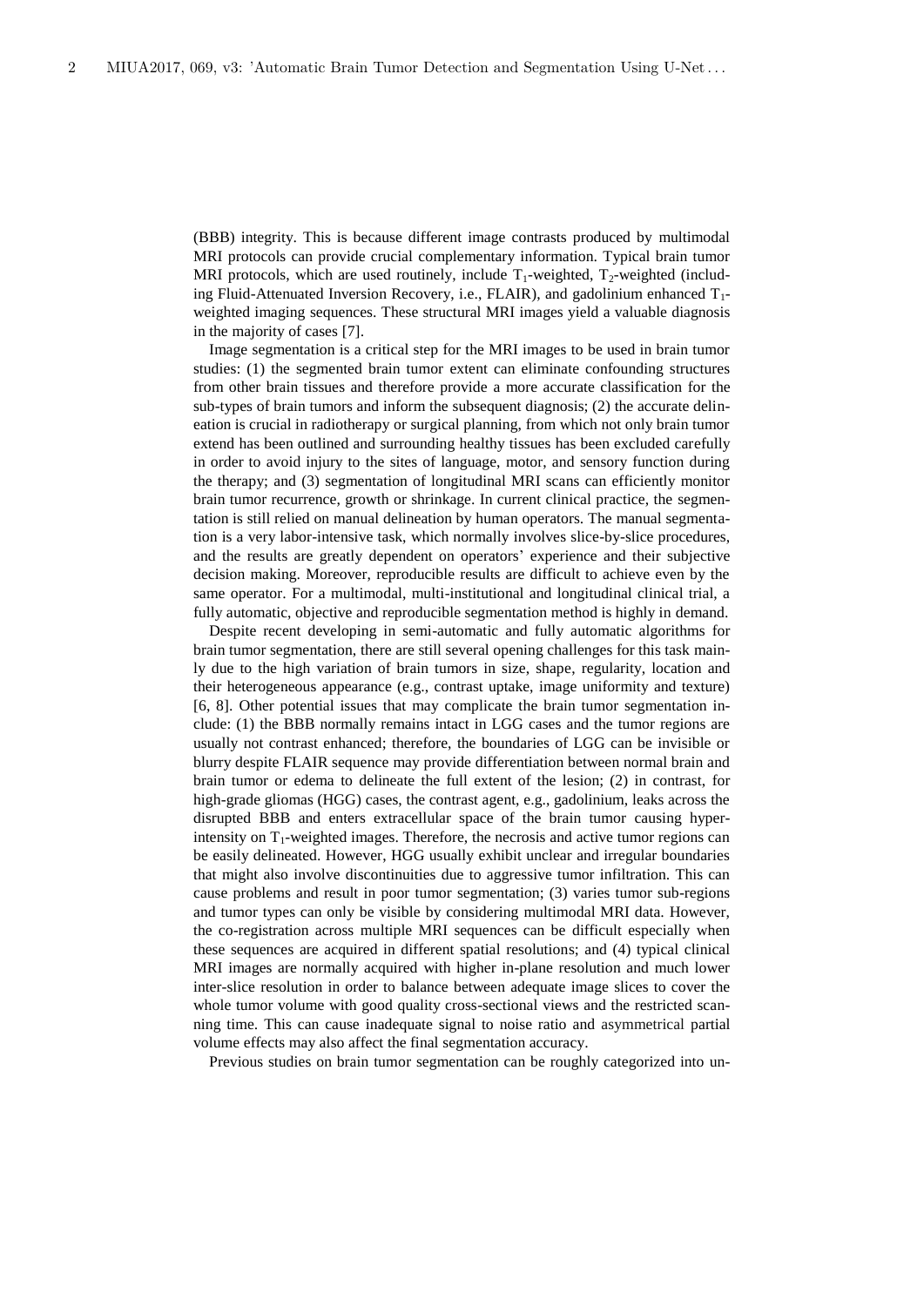(BBB) integrity. This is because different image contrasts produced by multimodal MRI protocols can provide crucial complementary information. Typical brain tumor MRI protocols, which are used routinely, include $T_1$-weighted, $T_2$-weighted (including Fluid-Attenuated Inversion Recovery, i.e., FLAIR), and gadolinium enhanced $T_1$-weighted imaging sequences. These structural MRI images yield a valuable diagnosis in the majority of cases [7].

Image segmentation is a critical step for the MRI images to be used in brain tumor studies: (1) the segmented brain tumor extent can eliminate confounding structures from other brain tissues and therefore provide a more accurate classification for the sub-types of brain tumors and inform the subsequent diagnosis; (2) the accurate delineation is crucial in radiotherapy or surgical planning, from which not only brain tumor extend has been outlined and surrounding healthy tissues has been excluded carefully in order to avoid injury to the sites of language, motor, and sensory function during the therapy; and (3) segmentation of longitudinal MRI scans can efficiently monitor brain tumor recurrence, growth or shrinkage. In current clinical practice, the segmentation is still relied on manual delineation by human operators. The manual segmentation is a very labor-intensive task, which normally involves slice-by-slice procedures, and the results are greatly dependent on operators' experience and their subjective decision making. Moreover, reproducible results are difficult to achieve even by the same operator. For a multimodal, multi-institutional and longitudinal clinical trial, a fully automatic, objective and reproducible segmentation method is highly in demand.

Despite recent developing in semi-automatic and fully automatic algorithms for brain tumor segmentation, there are still several opening challenges for this task mainly due to the high variation of brain tumors in size, shape, regularity, location and their heterogeneous appearance (e.g., contrast uptake, image uniformity and texture) [6, 8]. Other potential issues that may complicate the brain tumor segmentation include: (1) the BBB normally remains intact in LGG cases and the tumor regions are usually not contrast enhanced; therefore, the boundaries of LGG can be invisible or blurry despite FLAIR sequence may provide differentiation between normal brain and brain tumor or edema to delineate the full extent of the lesion; (2) in contrast, for high-grade gliomas (HGG) cases, the contrast agent, e.g., gadolinium, leaks across the disrupted BBB and enters extracellular space of the brain tumor causing hyperintensity on $T_1$-weighted images. Therefore, the necrosis and active tumor regions can be easily delineated. However, HGG usually exhibit unclear and irregular boundaries that might also involve discontinuities due to aggressive tumor infiltration. This can cause problems and result in poor tumor segmentation; (3) varies tumor sub-regions and tumor types can only be visible by considering multimodal MRI data. However, the co-registration across multiple MRI sequences can be difficult especially when these sequences are acquired in different spatial resolutions; and (4) typical clinical MRI images are normally acquired with higher in-plane resolution and much lower inter-slice resolution in order to balance between adequate image slices to cover the whole tumor volume with good quality cross-sectional views and the restricted scanning time. This can cause inadequate signal to noise ratio and asymmetrical partial volume effects may also affect the final segmentation accuracy.

Previous studies on brain tumor segmentation can be roughly categorized into un-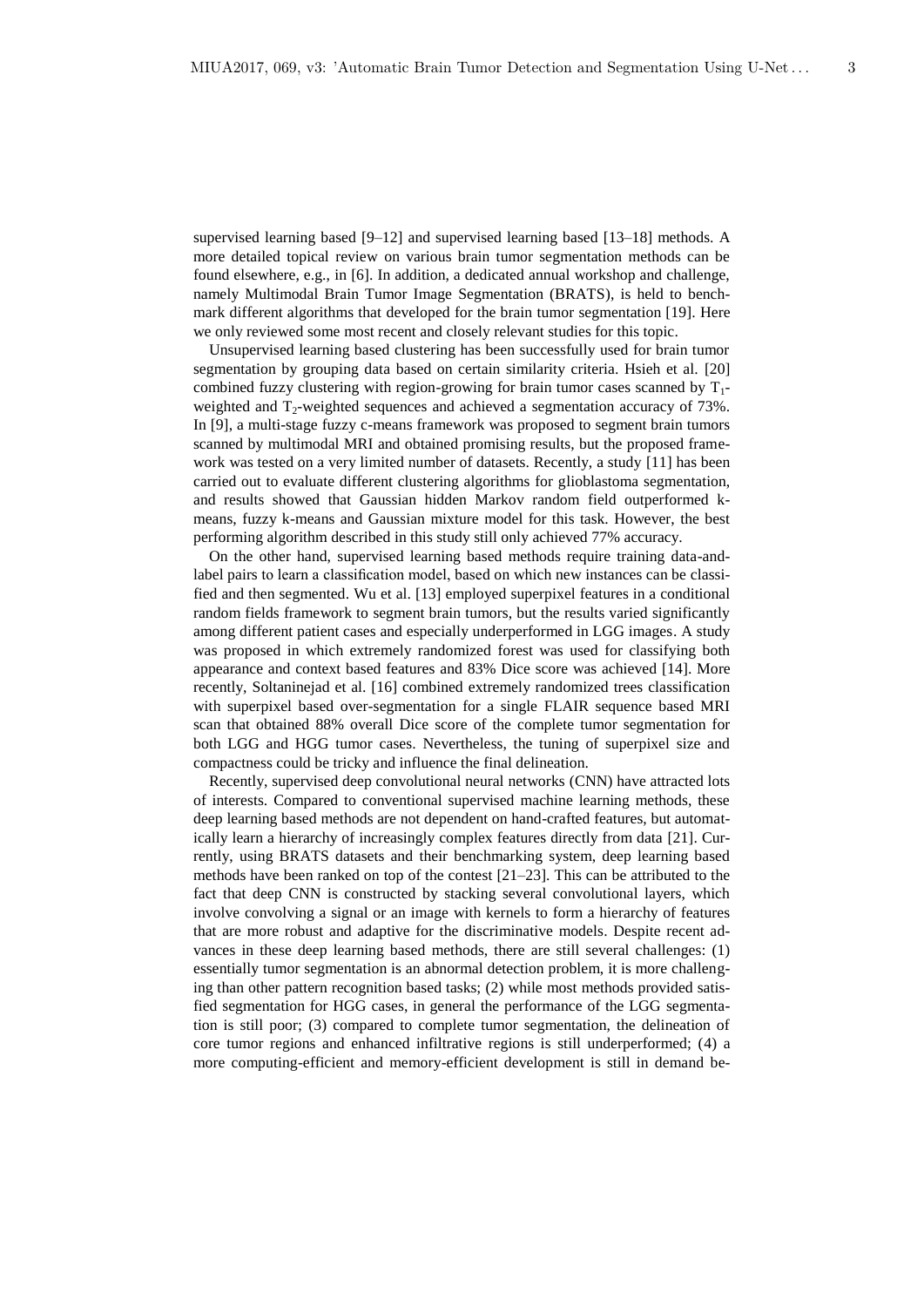supervised learning based [9–12] and supervised learning based [13–18] methods. A more detailed topical review on various brain tumor segmentation methods can be found elsewhere, e.g., in [6]. In addition, a dedicated annual workshop and challenge, namely Multimodal Brain Tumor Image Segmentation (BRATS), is held to benchmark different algorithms that developed for the brain tumor segmentation [19]. Here we only reviewed some most recent and closely relevant studies for this topic.

Unsupervised learning based clustering has been successfully used for brain tumor segmentation by grouping data based on certain similarity criteria. Hsieh et al. [20] combined fuzzy clustering with region-growing for brain tumor cases scanned by $T_1$-weighted and $T_2$-weighted sequences and achieved a segmentation accuracy of 73%. In [9], a multi-stage fuzzy c-means framework was proposed to segment brain tumors scanned by multimodal MRI and obtained promising results, but the proposed framework was tested on a very limited number of datasets. Recently, a study [11] has been carried out to evaluate different clustering algorithms for glioblastoma segmentation, and results showed that Gaussian hidden Markov random field outperformed k-means, fuzzy k-means and Gaussian mixture model for this task. However, the best performing algorithm described in this study still only achieved 77% accuracy.

On the other hand, supervised learning based methods require training data-and-label pairs to learn a classification model, based on which new instances can be classified and then segmented. Wu et al. [13] employed superpixel features in a conditional random fields framework to segment brain tumors, but the results varied significantly among different patient cases and especially underperformed in LGG images. A study was proposed in which extremely randomized forest was used for classifying both appearance and context based features and 83% Dice score was achieved [14]. More recently, Soltaninejad et al. [16] combined extremely randomized trees classification with superpixel based over-segmentation for a single FLAIR sequence based MRI scan that obtained 88% overall Dice score of the complete tumor segmentation for both LGG and HGG tumor cases. Nevertheless, the tuning of superpixel size and compactness could be tricky and influence the final delineation.

Recently, supervised deep convolutional neural networks (CNN) have attracted lots of interests. Compared to conventional supervised machine learning methods, these deep learning based methods are not dependent on hand-crafted features, but automatically learn a hierarchy of increasingly complex features directly from data [21]. Currently, using BRATS datasets and their benchmarking system, deep learning based methods have been ranked on top of the contest [21–23]. This can be attributed to the fact that deep CNN is constructed by stacking several convolutional layers, which involve convolving a signal or an image with kernels to form a hierarchy of features that are more robust and adaptive for the discriminative models. Despite recent advances in these deep learning based methods, there are still several challenges: (1) essentially tumor segmentation is an abnormal detection problem, it is more challenging than other pattern recognition based tasks; (2) while most methods provided satisfied segmentation for HGG cases, in general the performance of the LGG segmentation is still poor; (3) compared to complete tumor segmentation, the delineation of core tumor regions and enhanced infiltrative regions is still underperformed; (4) a more computing-efficient and memory-efficient development is still in demand be-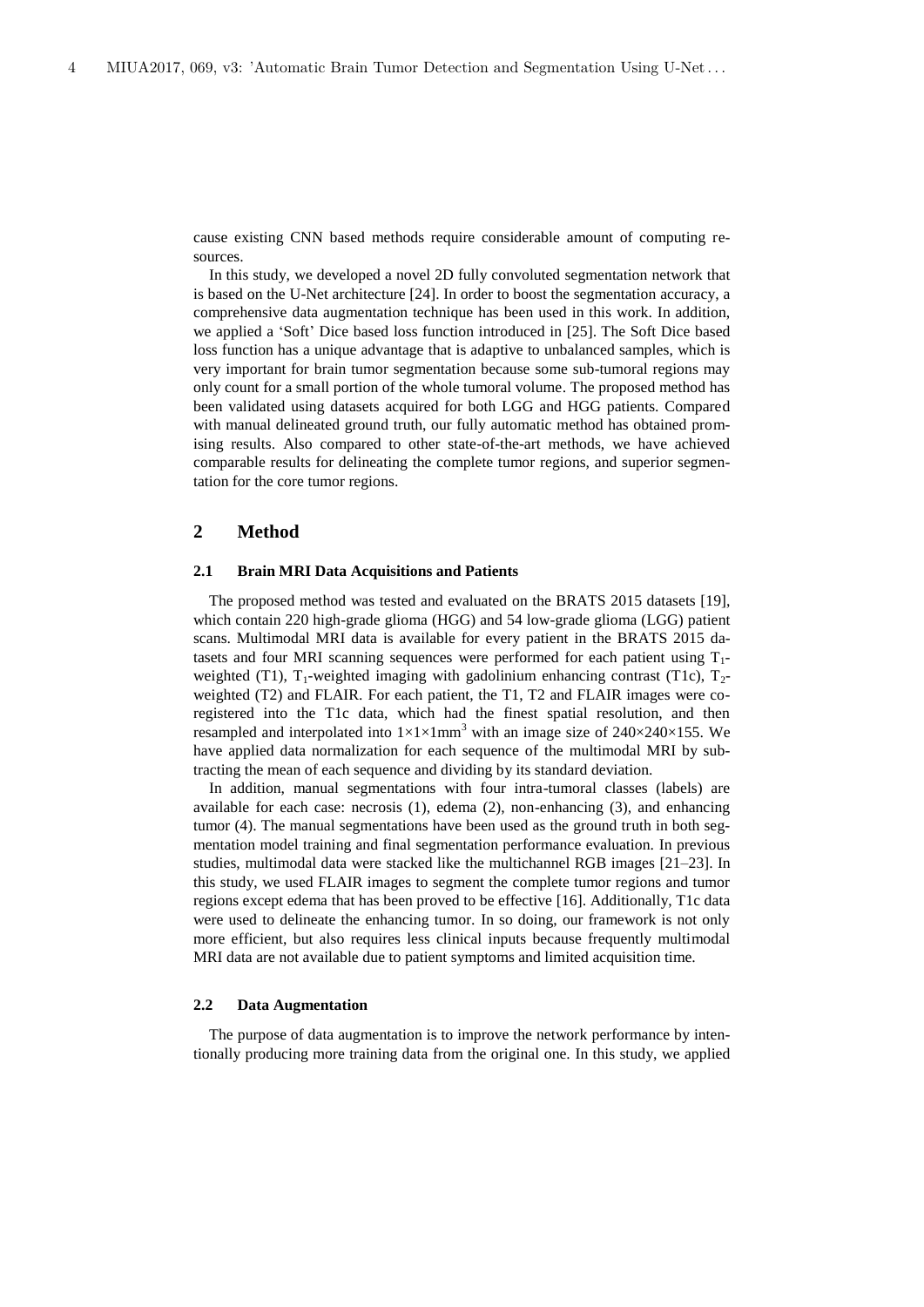cause existing CNN based methods require considerable amount of computing resources.

In this study, we developed a novel 2D fully convoluted segmentation network that is based on the U-Net architecture [24]. In order to boost the segmentation accuracy, a comprehensive data augmentation technique has been used in this work. In addition, we applied a 'Soft' Dice based loss function introduced in [25]. The Soft Dice based loss function has a unique advantage that is adaptive to unbalanced samples, which is very important for brain tumor segmentation because some sub-tumoral regions may only count for a small portion of the whole tumoral volume. The proposed method has been validated using datasets acquired for both LGG and HGG patients. Compared with manual delineated ground truth, our fully automatic method has obtained promising results. Also compared to other state-of-the-art methods, we have achieved comparable results for delineating the complete tumor regions, and superior segmentation for the core tumor regions.

## 2 Method

### 2.1 Brain MRI Data Acquisitions and Patients

The proposed method was tested and evaluated on the BRATS 2015 datasets [19], which contain 220 high-grade glioma (HGG) and 54 low-grade glioma (LGG) patient scans. Multimodal MRI data is available for every patient in the BRATS 2015 datasets and four MRI scanning sequences were performed for each patient using $T_1$-weighted (T1), $T_1$-weighted imaging with gadolinium enhancing contrast (T1c), $T_2$-weighted (T2) and FLAIR. For each patient, the T1, T2 and FLAIR images were co-registered into the T1c data, which had the finest spatial resolution, and then resampled and interpolated into $1\times1\times1\text{mm}^3$ with an image size of $240\times240\times155$. We have applied data normalization for each sequence of the multimodal MRI by subtracting the mean of each sequence and dividing by its standard deviation.

In addition, manual segmentations with four intra-tumoral classes (labels) are available for each case: necrosis (1), edema (2), non-enhancing (3), and enhancing tumor (4). The manual segmentations have been used as the ground truth in both segmentation model training and final segmentation performance evaluation. In previous studies, multimodal data were stacked like the multichannel RGB images [21–23]. In this study, we used FLAIR images to segment the complete tumor regions and tumor regions except edema that has been proved to be effective [16]. Additionally, T1c data were used to delineate the enhancing tumor. In so doing, our framework is not only more efficient, but also requires less clinical inputs because frequently multimodal MRI data are not available due to patient symptoms and limited acquisition time.

### 2.2 Data Augmentation

The purpose of data augmentation is to improve the network performance by intentionally producing more training data from the original one. In this study, we applied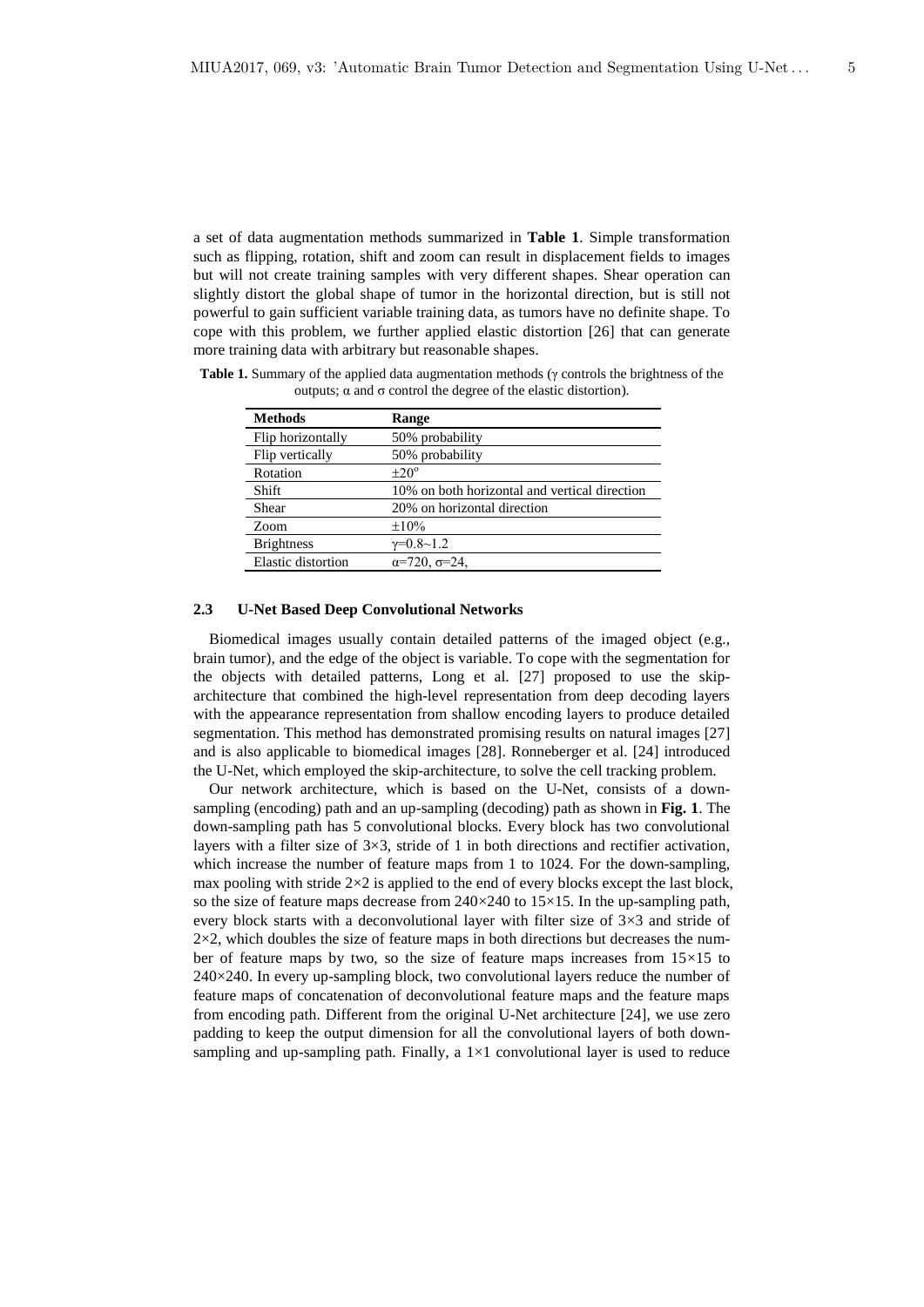a set of data augmentation methods summarized in **Table 1**. Simple transformation such as flipping, rotation, shift and zoom can result in displacement fields to images but will not create training samples with very different shapes. Shear operation can slightly distort the global shape of tumor in the horizontal direction, but is still not powerful to gain sufficient variable training data, as tumors have no definite shape. To cope with this problem, we further applied elastic distortion [26] that can generate more training data with arbitrary but reasonable shapes.

**Table 1.** Summary of the applied data augmentation methods ($\gamma$ controls the brightness of the outputs; $\alpha$ and $\sigma$ control the degree of the elastic distortion).

| Methods | Range |
|---|---|
| Flip horizontally | 50% probability |
| Flip vertically | 50% probability |
| Rotation | $\pm 20^{o}$ |
| Shift | 10% on both horizontal and vertical direction |
| Shear | 20% on horizontal direction |
| Zoom | $\pm$10% |
| Brightness | $\gamma$=0.8~1.2 |
| Elastic distortion | $\alpha$=720, $\sigma$=24, |

### 2.3 U-Net Based Deep Convolutional Networks

Biomedical images usually contain detailed patterns of the imaged object (e.g., brain tumor), and the edge of the object is variable. To cope with the segmentation for the objects with detailed patterns, Long et al. [27] proposed to use the skip-architecture that combined the high-level representation from deep decoding layers with the appearance representation from shallow encoding layers to produce detailed segmentation. This method has demonstrated promising results on natural images [27] and is also applicable to biomedical images [28]. Ronneberger et al. [24] introduced the U-Net, which employed the skip-architecture, to solve the cell tracking problem.

Our network architecture, which is based on the U-Net, consists of a down-sampling (encoding) path and an up-sampling (decoding) path as shown in **Fig. 1**. The down-sampling path has 5 convolutional blocks. Every block has two convolutional layers with a filter size of 3×3, stride of 1 in both directions and rectifier activation, which increase the number of feature maps from 1 to 1024. For the down-sampling, max pooling with stride 2×2 is applied to the end of every blocks except the last block, so the size of feature maps decrease from 240×240 to 15×15. In the up-sampling path, every block starts with a deconvolutional layer with filter size of 3×3 and stride of 2×2, which doubles the size of feature maps in both directions but decreases the number of feature maps by two, so the size of feature maps increases from 15×15 to 240×240. In every up-sampling block, two convolutional layers reduce the number of feature maps of concatenation of deconvolutional feature maps and the feature maps from encoding path. Different from the original U-Net architecture [24], we use zero padding to keep the output dimension for all the convolutional layers of both down-sampling and up-sampling path. Finally, a 1×1 convolutional layer is used to reduce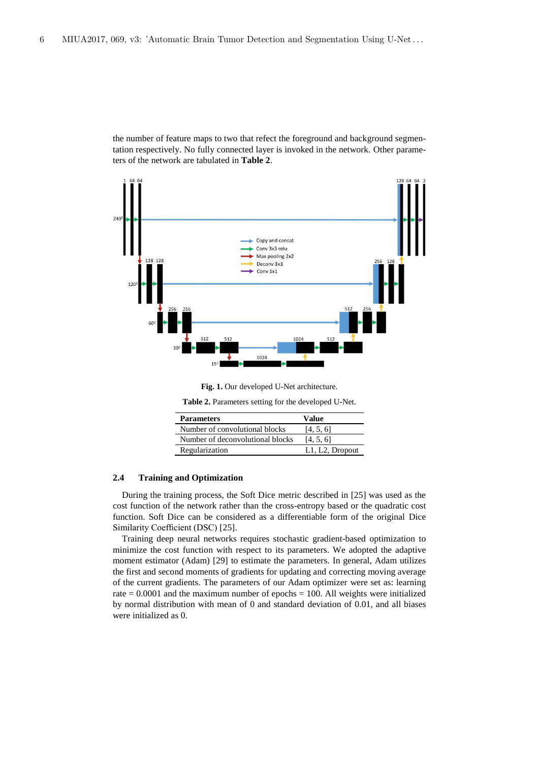the number of feature maps to two that refect the foreground and background segmentation respectively. No fully connected layer is invoked in the network. Other parameters of the network are tabulated in **Table 2**.

**Fig. 1.** Our developed U-Net architecture.

**Table 2.** Parameters setting for the developed U-Net.

| Parameters | Value |
|---|---|
| Number of convolutional blocks | [4, 5, 6] |
| Number of deconvolutional blocks | [4, 5, 6] |
| Regularization | L1, L2, Dropout |

### 2.4 Training and Optimization

During the training process, the Soft Dice metric described in [25] was used as the cost function of the network rather than the cross-entropy based or the quadratic cost function. Soft Dice can be considered as a differentiable form of the original Dice Similarity Coefficient (DSC) [25].

Training deep neural networks requires stochastic gradient-based optimization to minimize the cost function with respect to its parameters. We adopted the adaptive moment estimator (Adam) [29] to estimate the parameters. In general, Adam utilizes the first and second moments of gradients for updating and correcting moving average of the current gradients. The parameters of our Adam optimizer were set as: learning rate = 0.0001 and the maximum number of epochs = 100. All weights were initialized by normal distribution with mean of 0 and standard deviation of 0.01, and all biases were initialized as 0.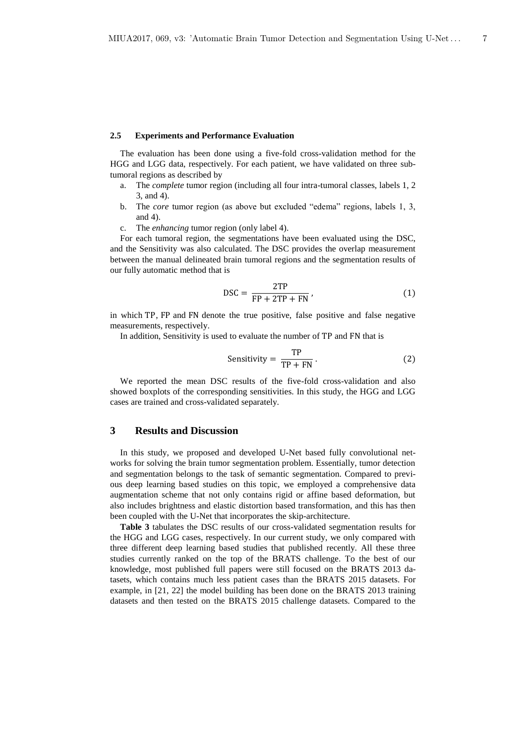### 2.5 Experiments and Performance Evaluation

The evaluation has been done using a five-fold cross-validation method for the HGG and LGG data, respectively. For each patient, we have validated on three sub-tumoral regions as described by

a. The *complete* tumor region (including all four intra-tumoral classes, labels 1, 2 3, and 4).
b. The *core* tumor region (as above but excluded "edema" regions, labels 1, 3, and 4).
c. The *enhancing* tumor region (only label 4).

For each tumoral region, the segmentations have been evaluated using the DSC, and the Sensitivity was also calculated. The DSC provides the overlap measurement between the manual delineated brain tumoral regions and the segmentation results of our fully automatic method that is

$$\mathrm{DSC} = \frac{2\mathrm{TP}}{\mathrm{FP} + 2\mathrm{TP} + \mathrm{FN}}, \tag{1}$$

in which TP, FP and FN denote the true positive, false positive and false negative measurements, respectively.

In addition, Sensitivity is used to evaluate the number of TP and FN that is

$$\mathrm{Sensitivity} = \frac{\mathrm{TP}}{\mathrm{TP} + \mathrm{FN}}. \tag{2}$$

We reported the mean DSC results of the five-fold cross-validation and also showed boxplots of the corresponding sensitivities. In this study, the HGG and LGG cases are trained and cross-validated separately.

## 3 Results and Discussion

In this study, we proposed and developed U-Net based fully convolutional networks for solving the brain tumor segmentation problem. Essentially, tumor detection and segmentation belongs to the task of semantic segmentation. Compared to previous deep learning based studies on this topic, we employed a comprehensive data augmentation scheme that not only contains rigid or affine based deformation, but also includes brightness and elastic distortion based transformation, and this has then been coupled with the U-Net that incorporates the skip-architecture.

**Table 3** tabulates the DSC results of our cross-validated segmentation results for the HGG and LGG cases, respectively. In our current study, we only compared with three different deep learning based studies that published recently. All these three studies currently ranked on the top of the BRATS challenge. To the best of our knowledge, most published full papers were still focused on the BRATS 2013 datasets, which contains much less patient cases than the BRATS 2015 datasets. For example, in [21, 22] the model building has been done on the BRATS 2013 training datasets and then tested on the BRATS 2015 challenge datasets. Compared to the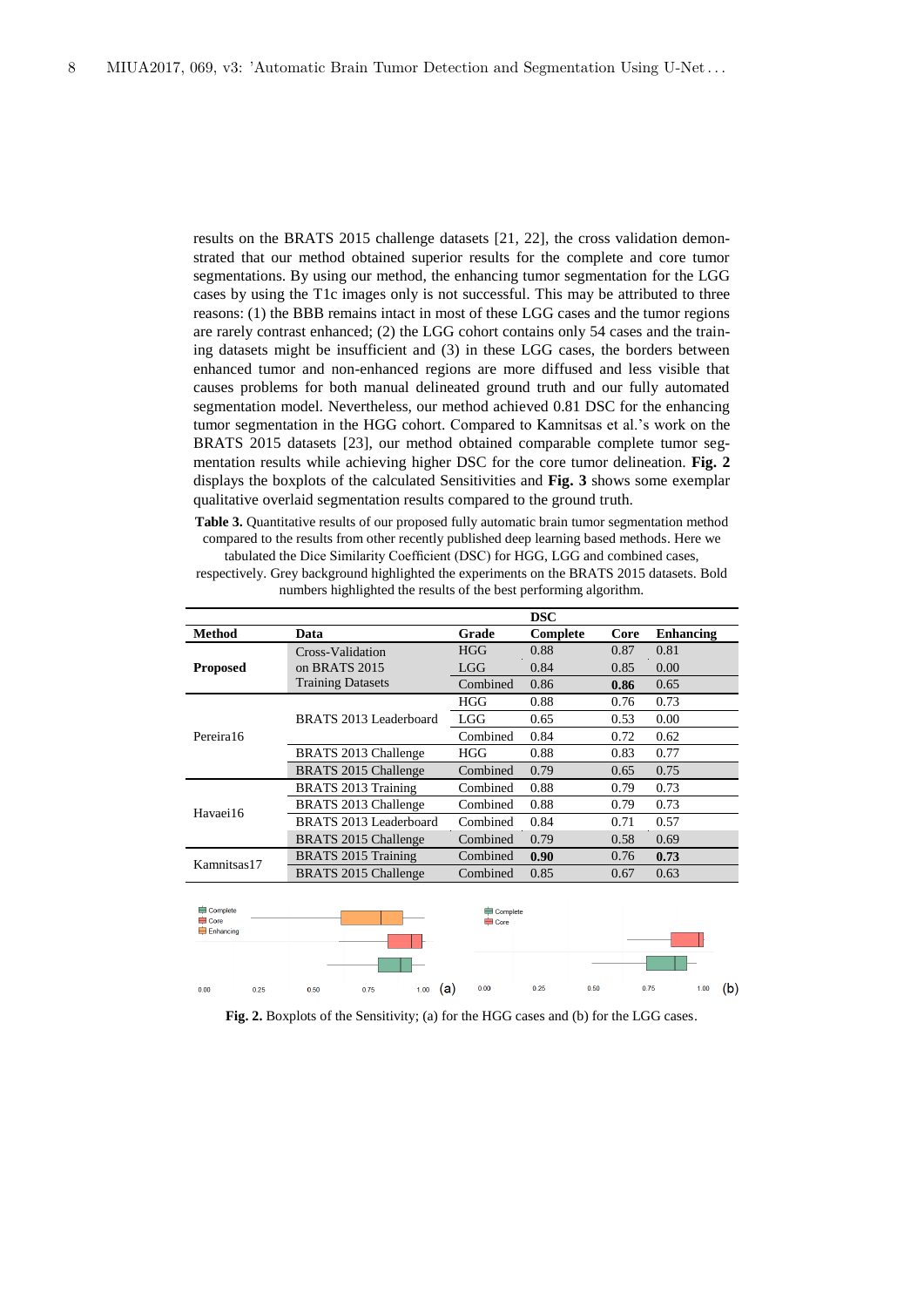results on the BRATS 2015 challenge datasets [21, 22], the cross validation demonstrated that our method obtained superior results for the complete and core tumor segmentations. By using our method, the enhancing tumor segmentation for the LGG cases by using the T1c images only is not successful. This may be attributed to three reasons: (1) the BBB remains intact in most of these LGG cases and the tumor regions are rarely contrast enhanced; (2) the LGG cohort contains only 54 cases and the training datasets might be insufficient and (3) in these LGG cases, the borders between enhanced tumor and non-enhanced regions are more diffused and less visible that causes problems for both manual delineated ground truth and our fully automated segmentation model. Nevertheless, our method achieved 0.81 DSC for the enhancing tumor segmentation in the HGG cohort. Compared to Kamnitsas et al.'s work on the BRATS 2015 datasets [23], our method obtained comparable complete tumor segmentation results while achieving higher DSC for the core tumor delineation. **Fig. 2** displays the boxplots of the calculated Sensitivities and **Fig. 3** shows some exemplar qualitative overlaid segmentation results compared to the ground truth.

**Table 3.** Quantitative results of our proposed fully automatic brain tumor segmentation method compared to the results from other recently published deep learning based methods. Here we tabulated the Dice Similarity Coefficient (DSC) for HGG, LGG and combined cases, respectively. Grey background highlighted the experiments on the BRATS 2015 datasets. Bold numbers highlighted the results of the best performing algorithm.

| | | | DSC | | |
|---|---|---|---|---|---|
| **Method** | **Data** | **Grade** | **Complete** | **Core** | **Enhancing** |
| **Proposed** | Cross-Validation on BRATS 2015 Training Datasets | HGG | 0.88 | 0.87 | 0.81 |
| | | LGG | 0.84 | 0.85 | 0.00 |
| | | Combined | 0.86 | **0.86** | 0.65 |
| Pereira16 | BRATS 2013 Leaderboard | HGG | 0.88 | 0.76 | 0.73 |
| | | LGG | 0.65 | 0.53 | 0.00 |
| | | Combined | 0.84 | 0.72 | 0.62 |
| | BRATS 2013 Challenge | HGG | 0.88 | 0.83 | 0.77 |
| | BRATS 2015 Challenge | Combined | 0.79 | 0.65 | 0.75 |
| Havaei16 | BRATS 2013 Training | Combined | 0.88 | 0.79 | 0.73 |
| | BRATS 2013 Challenge | Combined | 0.88 | 0.79 | 0.73 |
| | BRATS 2013 Leaderboard | Combined | 0.84 | 0.71 | 0.57 |
| | BRATS 2015 Challenge | Combined | 0.79 | 0.58 | 0.69 |
| Kamnitsas17 | BRATS 2015 Training | Combined | **0.90** | 0.76 | **0.73** |
| | BRATS 2015 Challenge | Combined | 0.85 | 0.67 | 0.63 |

**Fig. 2.** Boxplots of the Sensitivity; (a) for the HGG cases and (b) for the LGG cases.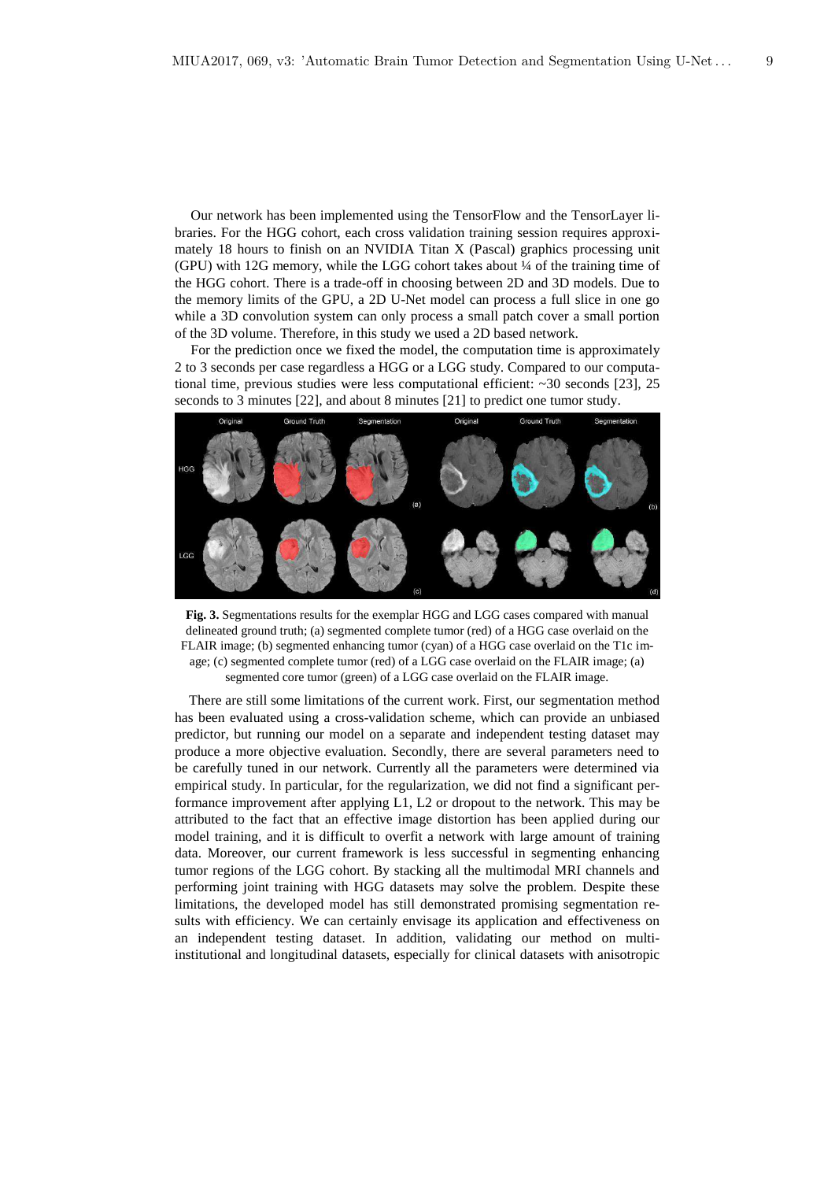Our network has been implemented using the TensorFlow and the TensorLayer libraries. For the HGG cohort, each cross validation training session requires approximately 18 hours to finish on an NVIDIA Titan X (Pascal) graphics processing unit (GPU) with 12G memory, while the LGG cohort takes about ¼ of the training time of the HGG cohort. There is a trade-off in choosing between 2D and 3D models. Due to the memory limits of the GPU, a 2D U-Net model can process a full slice in one go while a 3D convolution system can only process a small patch cover a small portion of the 3D volume. Therefore, in this study we used a 2D based network.

For the prediction once we fixed the model, the computation time is approximately 2 to 3 seconds per case regardless a HGG or a LGG study. Compared to our computational time, previous studies were less computational efficient: ~30 seconds [23], 25 seconds to 3 minutes [22], and about 8 minutes [21] to predict one tumor study.

**Fig. 3.** Segmentations results for the exemplar HGG and LGG cases compared with manual delineated ground truth; (a) segmented complete tumor (red) of a HGG case overlaid on the FLAIR image; (b) segmented enhancing tumor (cyan) of a HGG case overlaid on the T1c image; (c) segmented complete tumor (red) of a LGG case overlaid on the FLAIR image; (a) segmented core tumor (green) of a LGG case overlaid on the FLAIR image.

There are still some limitations of the current work. First, our segmentation method has been evaluated using a cross-validation scheme, which can provide an unbiased predictor, but running our model on a separate and independent testing dataset may produce a more objective evaluation. Secondly, there are several parameters need to be carefully tuned in our network. Currently all the parameters were determined via empirical study. In particular, for the regularization, we did not find a significant performance improvement after applying L1, L2 or dropout to the network. This may be attributed to the fact that an effective image distortion has been applied during our model training, and it is difficult to overfit a network with large amount of training data. Moreover, our current framework is less successful in segmenting enhancing tumor regions of the LGG cohort. By stacking all the multimodal MRI channels and performing joint training with HGG datasets may solve the problem. Despite these limitations, the developed model has still demonstrated promising segmentation results with efficiency. We can certainly envisage its application and effectiveness on an independent testing dataset. In addition, validating our method on multi-institutional and longitudinal datasets, especially for clinical datasets with anisotropic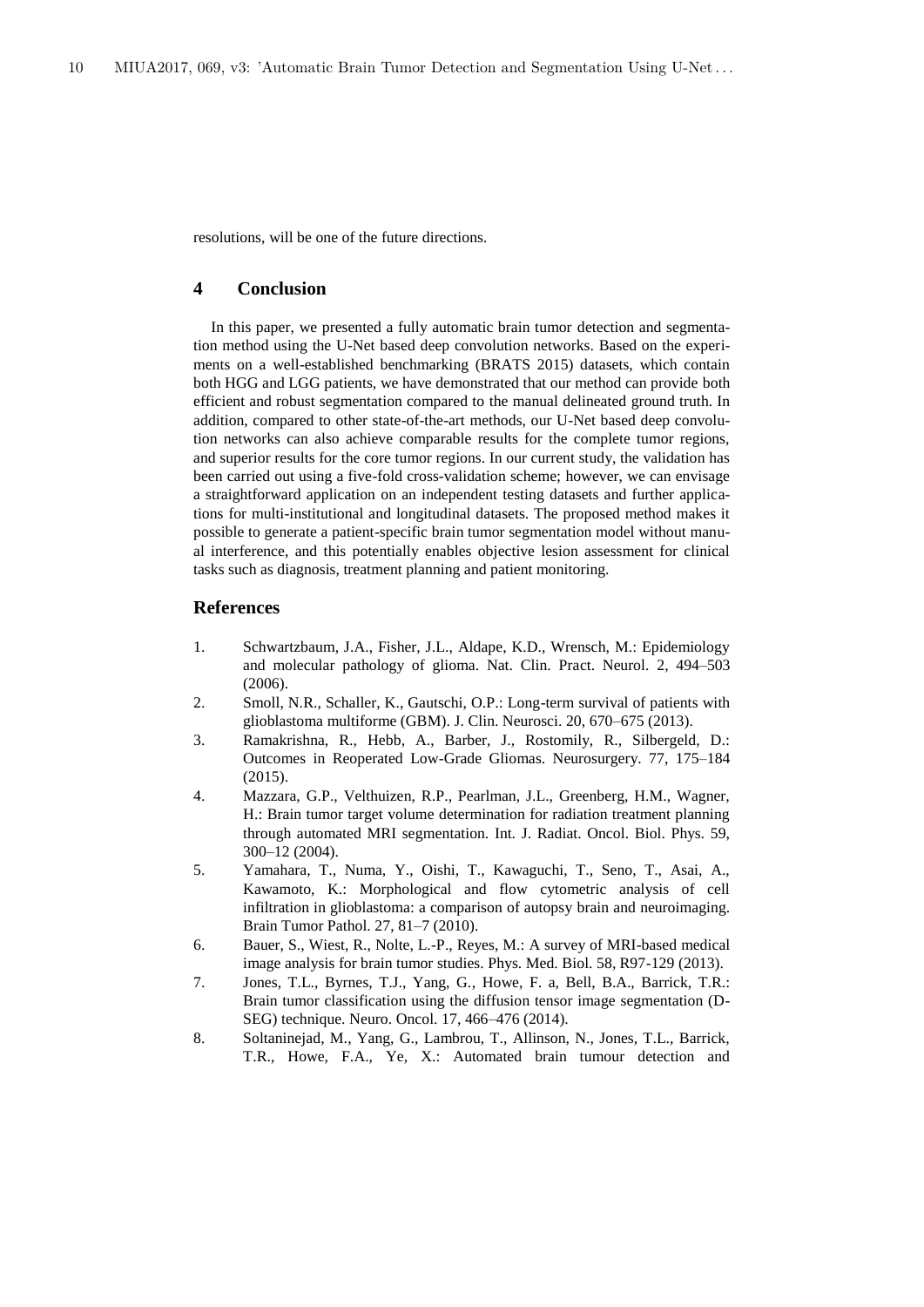resolutions, will be one of the future directions.

## 4 Conclusion

In this paper, we presented a fully automatic brain tumor detection and segmentation method using the U-Net based deep convolution networks. Based on the experiments on a well-established benchmarking (BRATS 2015) datasets, which contain both HGG and LGG patients, we have demonstrated that our method can provide both efficient and robust segmentation compared to the manual delineated ground truth. In addition, compared to other state-of-the-art methods, our U-Net based deep convolution networks can also achieve comparable results for the complete tumor regions, and superior results for the core tumor regions. In our current study, the validation has been carried out using a five-fold cross-validation scheme; however, we can envisage a straightforward application on an independent testing datasets and further applications for multi-institutional and longitudinal datasets. The proposed method makes it possible to generate a patient-specific brain tumor segmentation model without manual interference, and this potentially enables objective lesion assessment for clinical tasks such as diagnosis, treatment planning and patient monitoring.

## References

1. Schwartzbaum, J.A., Fisher, J.L., Aldape, K.D., Wrensch, M.: Epidemiology and molecular pathology of glioma. Nat. Clin. Pract. Neurol. 2, 494–503 (2006).
2. Smoll, N.R., Schaller, K., Gautschi, O.P.: Long-term survival of patients with glioblastoma multiforme (GBM). J. Clin. Neurosci. 20, 670–675 (2013).
3. Ramakrishna, R., Hebb, A., Barber, J., Rostomily, R., Silbergeld, D.: Outcomes in Reoperated Low-Grade Gliomas. Neurosurgery. 77, 175–184 (2015).
4. Mazzara, G.P., Velthuizen, R.P., Pearlman, J.L., Greenberg, H.M., Wagner, H.: Brain tumor target volume determination for radiation treatment planning through automated MRI segmentation. Int. J. Radiat. Oncol. Biol. Phys. 59, 300–12 (2004).
5. Yamahara, T., Numa, Y., Oishi, T., Kawaguchi, T., Seno, T., Asai, A., Kawamoto, K.: Morphological and flow cytometric analysis of cell infiltration in glioblastoma: a comparison of autopsy brain and neuroimaging. Brain Tumor Pathol. 27, 81–7 (2010).
6. Bauer, S., Wiest, R., Nolte, L.-P., Reyes, M.: A survey of MRI-based medical image analysis for brain tumor studies. Phys. Med. Biol. 58, R97-129 (2013).
7. Jones, T.L., Byrnes, T.J., Yang, G., Howe, F. a, Bell, B.A., Barrick, T.R.: Brain tumor classification using the diffusion tensor image segmentation (D-SEG) technique. Neuro. Oncol. 17, 466–476 (2014).
8. Soltaninejad, M., Yang, G., Lambrou, T., Allinson, N., Jones, T.L., Barrick, T.R., Howe, F.A., Ye, X.: Automated brain tumour detection and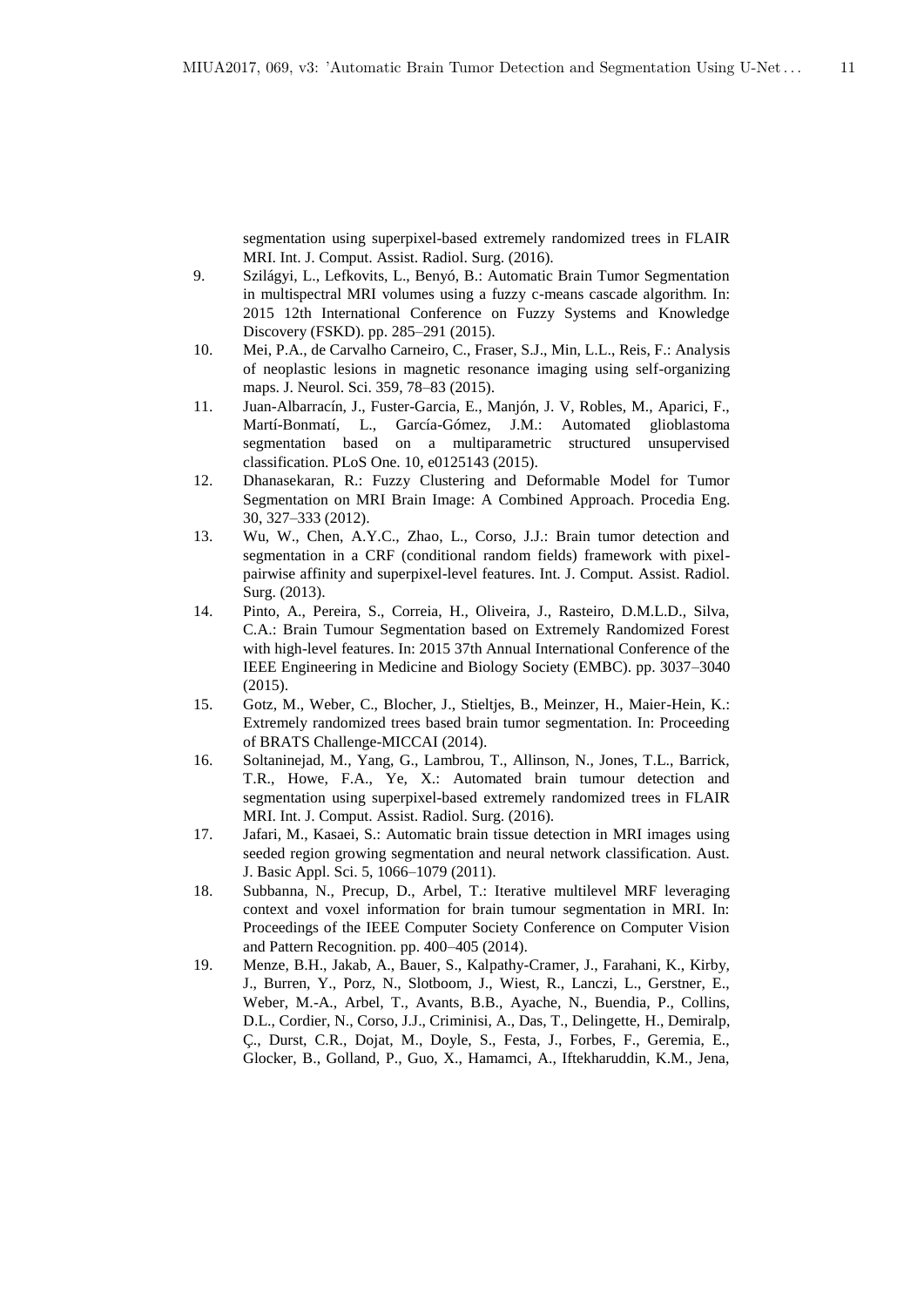segmentation using superpixel-based extremely randomized trees in FLAIR MRI. Int. J. Comput. Assist. Radiol. Surg. (2016).

9. Szilágyi, L., Lefkovits, L., Benyó, B.: Automatic Brain Tumor Segmentation in multispectral MRI volumes using a fuzzy c-means cascade algorithm. In: 2015 12th International Conference on Fuzzy Systems and Knowledge Discovery (FSKD). pp. 285–291 (2015).
10. Mei, P.A., de Carvalho Carneiro, C., Fraser, S.J., Min, L.L., Reis, F.: Analysis of neoplastic lesions in magnetic resonance imaging using self-organizing maps. J. Neurol. Sci. 359, 78–83 (2015).
11. Juan-Albarracín, J., Fuster-Garcia, E., Manjón, J. V, Robles, M., Aparici, F., Martí-Bonmatí, L., García-Gómez, J.M.: Automated glioblastoma segmentation based on a multiparametric structured unsupervised classification. PLoS One. 10, e0125143 (2015).
12. Dhanasekaran, R.: Fuzzy Clustering and Deformable Model for Tumor Segmentation on MRI Brain Image: A Combined Approach. Procedia Eng. 30, 327–333 (2012).
13. Wu, W., Chen, A.Y.C., Zhao, L., Corso, J.J.: Brain tumor detection and segmentation in a CRF (conditional random fields) framework with pixel-pairwise affinity and superpixel-level features. Int. J. Comput. Assist. Radiol. Surg. (2013).
14. Pinto, A., Pereira, S., Correia, H., Oliveira, J., Rasteiro, D.M.L.D., Silva, C.A.: Brain Tumour Segmentation based on Extremely Randomized Forest with high-level features. In: 2015 37th Annual International Conference of the IEEE Engineering in Medicine and Biology Society (EMBC). pp. 3037–3040 (2015).
15. Gotz, M., Weber, C., Blocher, J., Stieltjes, B., Meinzer, H., Maier-Hein, K.: Extremely randomized trees based brain tumor segmentation. In: Proceeding of BRATS Challenge-MICCAI (2014).
16. Soltaninejad, M., Yang, G., Lambrou, T., Allinson, N., Jones, T.L., Barrick, T.R., Howe, F.A., Ye, X.: Automated brain tumour detection and segmentation using superpixel-based extremely randomized trees in FLAIR MRI. Int. J. Comput. Assist. Radiol. Surg. (2016).
17. Jafari, M., Kasaei, S.: Automatic brain tissue detection in MRI images using seeded region growing segmentation and neural network classification. Aust. J. Basic Appl. Sci. 5, 1066–1079 (2011).
18. Subbanna, N., Precup, D., Arbel, T.: Iterative multilevel MRF leveraging context and voxel information for brain tumour segmentation in MRI. In: Proceedings of the IEEE Computer Society Conference on Computer Vision and Pattern Recognition. pp. 400–405 (2014).
19. Menze, B.H., Jakab, A., Bauer, S., Kalpathy-Cramer, J., Farahani, K., Kirby, J., Burren, Y., Porz, N., Slotboom, J., Wiest, R., Lanczi, L., Gerstner, E., Weber, M.-A., Arbel, T., Avants, B.B., Ayache, N., Buendia, P., Collins, D.L., Cordier, N., Corso, J.J., Criminisi, A., Das, T., Delingette, H., Demiralp, Ç., Durst, C.R., Dojat, M., Doyle, S., Festa, J., Forbes, F., Geremia, E., Glocker, B., Golland, P., Guo, X., Hamamci, A., Iftekharuddin, K.M., Jena,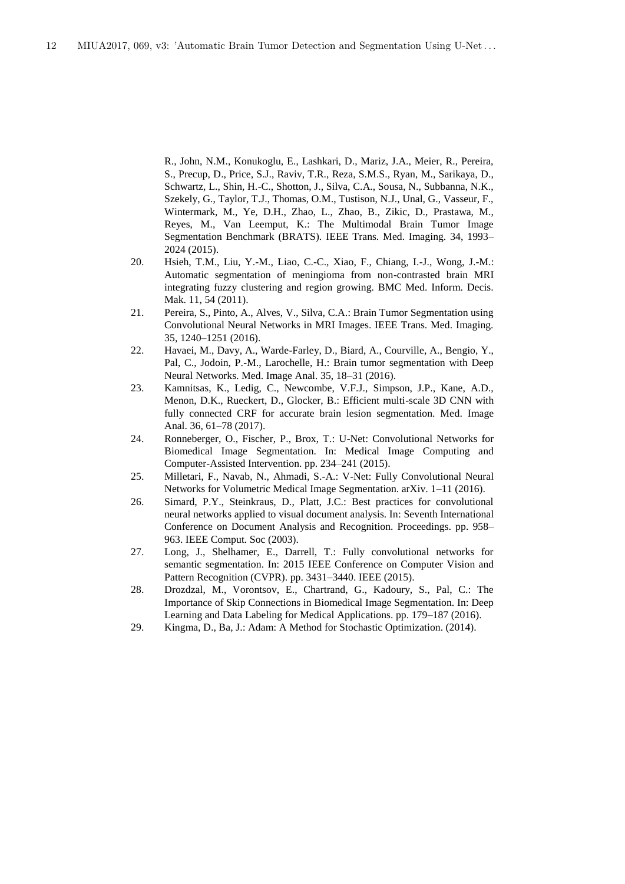R., John, N.M., Konukoglu, E., Lashkari, D., Mariz, J.A., Meier, R., Pereira, S., Precup, D., Price, S.J., Raviv, T.R., Reza, S.M.S., Ryan, M., Sarikaya, D., Schwartz, L., Shin, H.-C., Shotton, J., Silva, C.A., Sousa, N., Subbanna, N.K., Szekely, G., Taylor, T.J., Thomas, O.M., Tustison, N.J., Unal, G., Vasseur, F., Wintermark, M., Ye, D.H., Zhao, L., Zhao, B., Zikic, D., Prastawa, M., Reyes, M., Van Leemput, K.: The Multimodal Brain Tumor Image Segmentation Benchmark (BRATS). IEEE Trans. Med. Imaging. 34, 1993–2024 (2015).

20. Hsieh, T.M., Liu, Y.-M., Liao, C.-C., Xiao, F., Chiang, I.-J., Wong, J.-M.: Automatic segmentation of meningioma from non-contrasted brain MRI integrating fuzzy clustering and region growing. BMC Med. Inform. Decis. Mak. 11, 54 (2011).
21. Pereira, S., Pinto, A., Alves, V., Silva, C.A.: Brain Tumor Segmentation using Convolutional Neural Networks in MRI Images. IEEE Trans. Med. Imaging. 35, 1240–1251 (2016).
22. Havaei, M., Davy, A., Warde-Farley, D., Biard, A., Courville, A., Bengio, Y., Pal, C., Jodoin, P.-M., Larochelle, H.: Brain tumor segmentation with Deep Neural Networks. Med. Image Anal. 35, 18–31 (2016).
23. Kamnitsas, K., Ledig, C., Newcombe, V.F.J., Simpson, J.P., Kane, A.D., Menon, D.K., Rueckert, D., Glocker, B.: Efficient multi-scale 3D CNN with fully connected CRF for accurate brain lesion segmentation. Med. Image Anal. 36, 61–78 (2017).
24. Ronneberger, O., Fischer, P., Brox, T.: U-Net: Convolutional Networks for Biomedical Image Segmentation. In: Medical Image Computing and Computer-Assisted Intervention. pp. 234–241 (2015).
25. Milletari, F., Navab, N., Ahmadi, S.-A.: V-Net: Fully Convolutional Neural Networks for Volumetric Medical Image Segmentation. arXiv. 1–11 (2016).
26. Simard, P.Y., Steinkraus, D., Platt, J.C.: Best practices for convolutional neural networks applied to visual document analysis. In: Seventh International Conference on Document Analysis and Recognition. Proceedings. pp. 958–963. IEEE Comput. Soc (2003).
27. Long, J., Shelhamer, E., Darrell, T.: Fully convolutional networks for semantic segmentation. In: 2015 IEEE Conference on Computer Vision and Pattern Recognition (CVPR). pp. 3431–3440. IEEE (2015).
28. Drozdzal, M., Vorontsov, E., Chartrand, G., Kadoury, S., Pal, C.: The Importance of Skip Connections in Biomedical Image Segmentation. In: Deep Learning and Data Labeling for Medical Applications. pp. 179–187 (2016).
29. Kingma, D., Ba, J.: Adam: A Method for Stochastic Optimization. (2014).